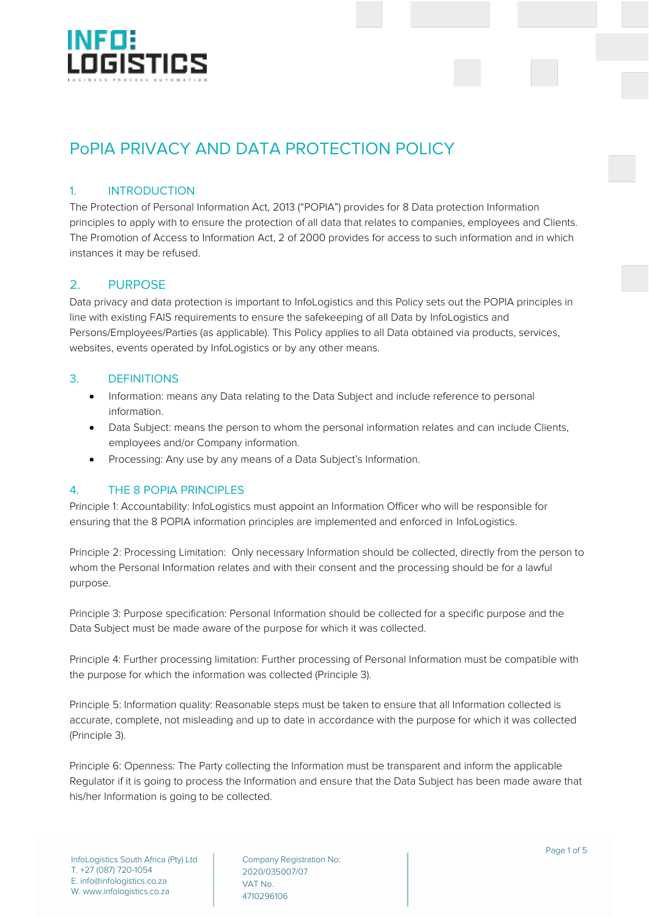# PoPIA PRIVACY AND DATA PROTECTION POLICY

## 1. INTRODUCTION

The Protection of Personal Information Act, 2013 ("POPIA") provides for 8 Data protection Information principles to apply with to ensure the protection of all data that relates to companies, employees and Clients. The Promotion of Access to Information Act, 2 of 2000 provides for access to such information and in which instances it may be refused.

## 2. PURPOSE

Data privacy and data protection is important to InfoLogistics and this Policy sets out the POPIA principles in line with existing FAIS requirements to ensure the safekeeping of all Data by InfoLogistics and Persons/Employees/Parties (as applicable). This Policy applies to all Data obtained via products, services, websites, events operated by InfoLogistics or by any other means.

## 3. DEFINITIONS

- Information: means any Data relating to the Data Subject and include reference to personal information.
- Data Subject: means the person to whom the personal information relates and can include Clients, employees and/or Company information.
- Processing: Any use by any means of a Data Subject's Information.

## 4. THE 8 POPIA PRINCIPLES

Principle 1: Accountability: InfoLogistics must appoint an Information Officer who will be responsible for ensuring that the 8 POPIA information principles are implemented and enforced in InfoLogistics.

Principle 2: Processing Limitation: Only necessary Information should be collected, directly from the person to whom the Personal Information relates and with their consent and the processing should be for a lawful purpose.

Principle 3: Purpose specification: Personal Information should be collected for a specific purpose and the Data Subject must be made aware of the purpose for which it was collected.

Principle 4: Further processing limitation: Further processing of Personal Information must be compatible with the purpose for which the information was collected (Principle 3).

Principle 5: Information quality: Reasonable steps must be taken to ensure that all Information collected is accurate, complete, not misleading and up to date in accordance with the purpose for which it was collected (Principle 3).

Principle 6: Openness: The Party collecting the Information must be transparent and inform the applicable Regulator if it is going to process the Information and ensure that the Data Subject has been made aware that his/her Information is going to be collected.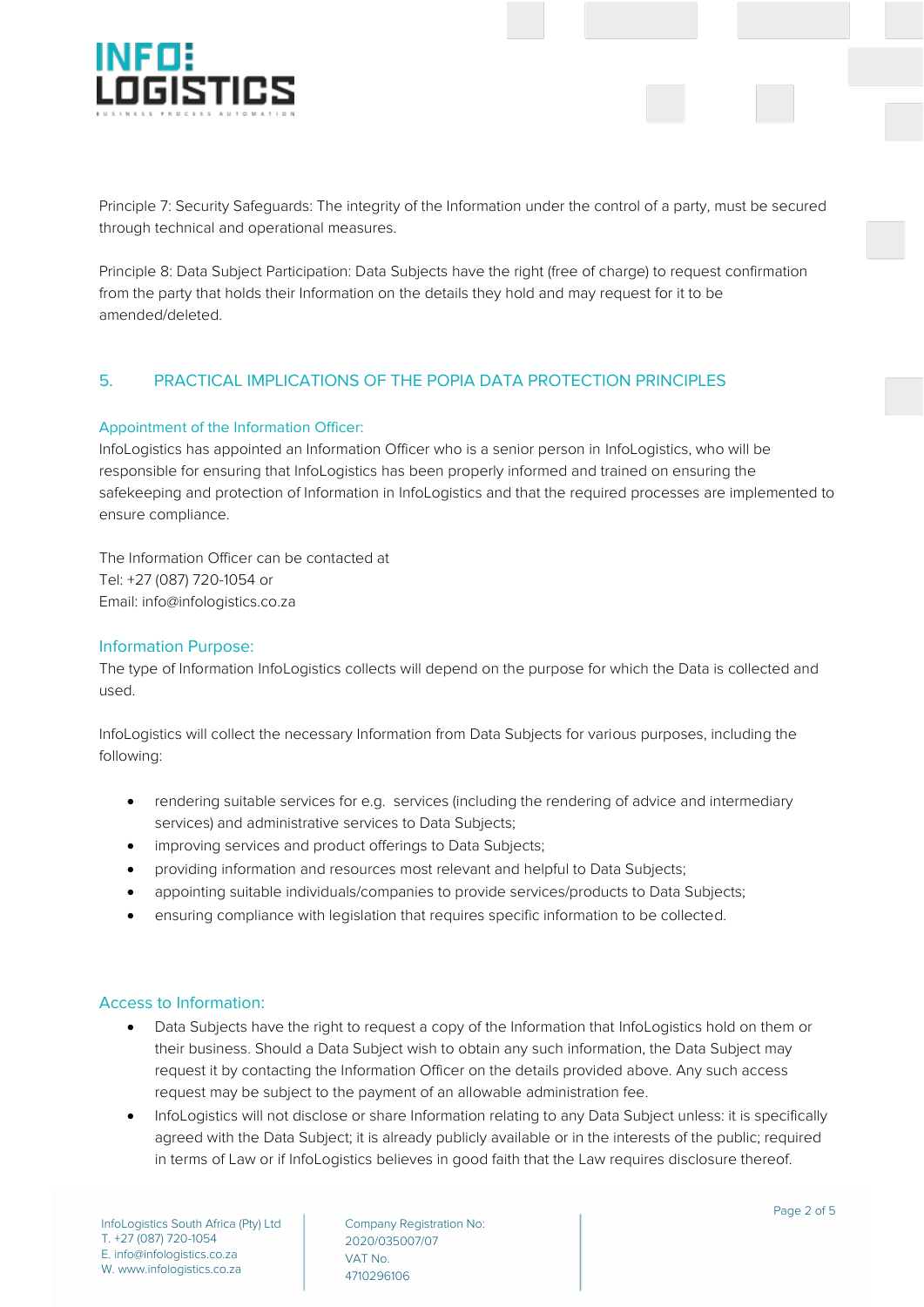Principle 7: Security Safeguards: The integrity of the Information under the control of a party, must be secured through technical and operational measures.

Principle 8: Data Subject Participation: Data Subjects have the right (free of charge) to request confirmation from the party that holds their Information on the details they hold and may request for it to be amended/deleted.

## 5. PRACTICAL IMPLICATIONS OF THE POPIA DATA PROTECTION PRINCIPLES

### Appointment of the Information Officer:

InfoLogistics has appointed an Information Officer who is a senior person in InfoLogistics, who will be responsible for ensuring that InfoLogistics has been properly informed and trained on ensuring the safekeeping and protection of Information in InfoLogistics and that the required processes are implemented to ensure compliance.

The Information Officer can be contacted at
Tel: +27 (087) 720-1054 or
Email: info@infologistics.co.za

### Information Purpose:

The type of Information InfoLogistics collects will depend on the purpose for which the Data is collected and used.

InfoLogistics will collect the necessary Information from Data Subjects for various purposes, including the following:

- rendering suitable services for e.g. services (including the rendering of advice and intermediary services) and administrative services to Data Subjects;
- improving services and product offerings to Data Subjects;
- providing information and resources most relevant and helpful to Data Subjects;
- appointing suitable individuals/companies to provide services/products to Data Subjects;
- ensuring compliance with legislation that requires specific information to be collected.

### Access to Information:

- Data Subjects have the right to request a copy of the Information that InfoLogistics hold on them or their business. Should a Data Subject wish to obtain any such information, the Data Subject may request it by contacting the Information Officer on the details provided above. Any such access request may be subject to the payment of an allowable administration fee.
- InfoLogistics will not disclose or share Information relating to any Data Subject unless: it is specifically agreed with the Data Subject; it is already publicly available or in the interests of the public; required in terms of Law or if InfoLogistics believes in good faith that the Law requires disclosure thereof.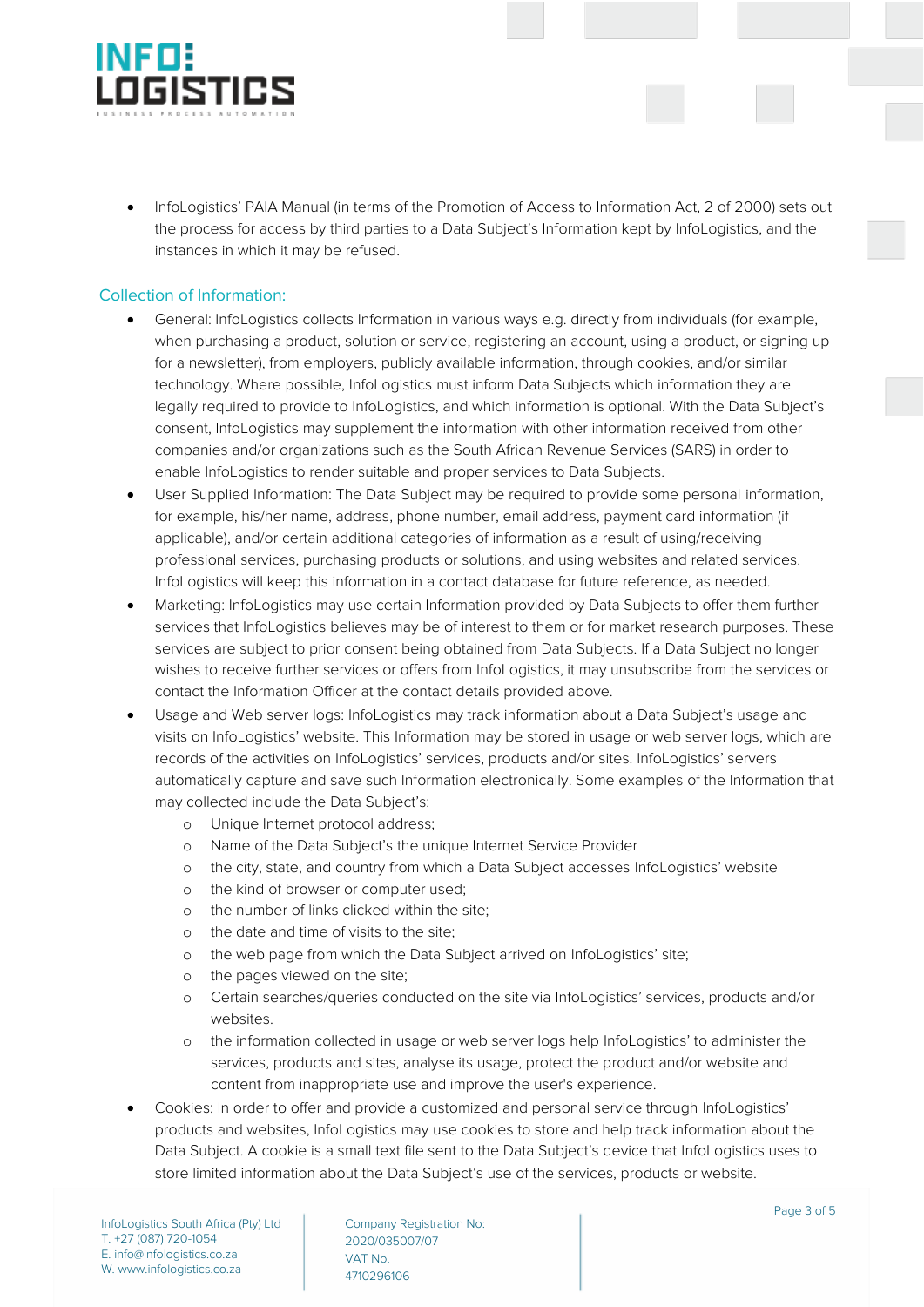- InfoLogistics' PAIA Manual (in terms of the Promotion of Access to Information Act, 2 of 2000) sets out the process for access by third parties to a Data Subject's Information kept by InfoLogistics, and the instances in which it may be refused.

## Collection of Information:

- General: InfoLogistics collects Information in various ways e.g. directly from individuals (for example, when purchasing a product, solution or service, registering an account, using a product, or signing up for a newsletter), from employers, publicly available information, through cookies, and/or similar technology. Where possible, InfoLogistics must inform Data Subjects which information they are legally required to provide to InfoLogistics, and which information is optional. With the Data Subject's consent, InfoLogistics may supplement the information with other information received from other companies and/or organizations such as the South African Revenue Services (SARS) in order to enable InfoLogistics to render suitable and proper services to Data Subjects.
- User Supplied Information: The Data Subject may be required to provide some personal information, for example, his/her name, address, phone number, email address, payment card information (if applicable), and/or certain additional categories of information as a result of using/receiving professional services, purchasing products or solutions, and using websites and related services. InfoLogistics will keep this information in a contact database for future reference, as needed.
- Marketing: InfoLogistics may use certain Information provided by Data Subjects to offer them further services that InfoLogistics believes may be of interest to them or for market research purposes. These services are subject to prior consent being obtained from Data Subjects. If a Data Subject no longer wishes to receive further services or offers from InfoLogistics, it may unsubscribe from the services or contact the Information Officer at the contact details provided above.
- Usage and Web server logs: InfoLogistics may track information about a Data Subject's usage and visits on InfoLogistics' website. This Information may be stored in usage or web server logs, which are records of the activities on InfoLogistics' services, products and/or sites. InfoLogistics' servers automatically capture and save such Information electronically. Some examples of the Information that may collected include the Data Subject's:
    - Unique Internet protocol address;
    - Name of the Data Subject's the unique Internet Service Provider
    - the city, state, and country from which a Data Subject accesses InfoLogistics' website
    - the kind of browser or computer used;
    - the number of links clicked within the site;
    - the date and time of visits to the site;
    - the web page from which the Data Subject arrived on InfoLogistics' site;
    - the pages viewed on the site;
    - Certain searches/queries conducted on the site via InfoLogistics' services, products and/or websites.
    - the information collected in usage or web server logs help InfoLogistics' to administer the services, products and sites, analyse its usage, protect the product and/or website and content from inappropriate use and improve the user's experience.
- Cookies: In order to offer and provide a customized and personal service through InfoLogistics' products and websites, InfoLogistics may use cookies to store and help track information about the Data Subject. A cookie is a small text file sent to the Data Subject's device that InfoLogistics uses to store limited information about the Data Subject's use of the services, products or website.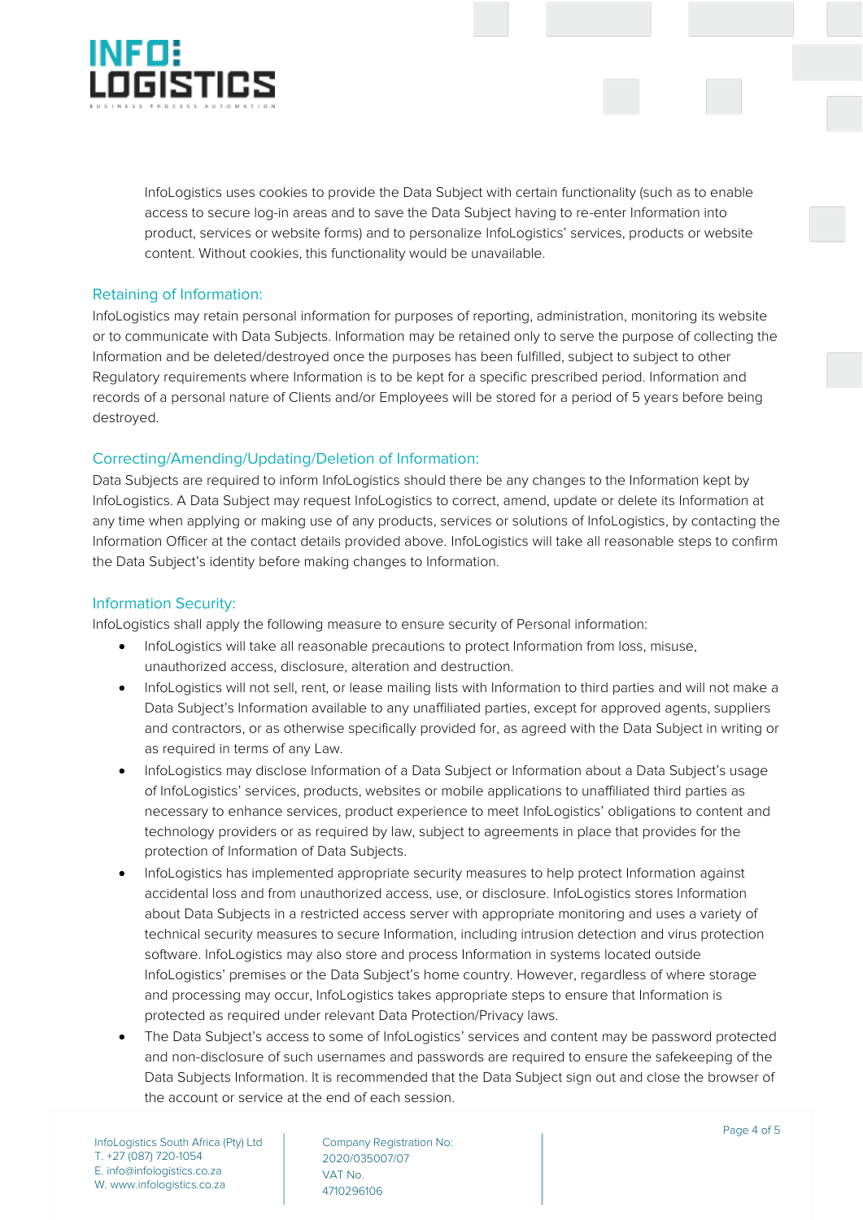InfoLogistics uses cookies to provide the Data Subject with certain functionality (such as to enable access to secure log-in areas and to save the Data Subject having to re-enter Information into product, services or website forms) and to personalize InfoLogistics' services, products or website content. Without cookies, this functionality would be unavailable.

## Retaining of Information:

InfoLogistics may retain personal information for purposes of reporting, administration, monitoring its website or to communicate with Data Subjects. Information may be retained only to serve the purpose of collecting the Information and be deleted/destroyed once the purposes has been fulfilled, subject to subject to other Regulatory requirements where Information is to be kept for a specific prescribed period. Information and records of a personal nature of Clients and/or Employees will be stored for a period of 5 years before being destroyed.

## Correcting/Amending/Updating/Deletion of Information:

Data Subjects are required to inform InfoLogistics should there be any changes to the Information kept by InfoLogistics. A Data Subject may request InfoLogistics to correct, amend, update or delete its Information at any time when applying or making use of any products, services or solutions of InfoLogistics, by contacting the Information Officer at the contact details provided above. InfoLogistics will take all reasonable steps to confirm the Data Subject's identity before making changes to Information.

## Information Security:

InfoLogistics shall apply the following measure to ensure security of Personal information:

- InfoLogistics will take all reasonable precautions to protect Information from loss, misuse, unauthorized access, disclosure, alteration and destruction.
- InfoLogistics will not sell, rent, or lease mailing lists with Information to third parties and will not make a Data Subject's Information available to any unaffiliated parties, except for approved agents, suppliers and contractors, or as otherwise specifically provided for, as agreed with the Data Subject in writing or as required in terms of any Law.
- InfoLogistics may disclose Information of a Data Subject or Information about a Data Subject's usage of InfoLogistics' services, products, websites or mobile applications to unaffiliated third parties as necessary to enhance services, product experience to meet InfoLogistics' obligations to content and technology providers or as required by law, subject to agreements in place that provides for the protection of Information of Data Subjects.
- InfoLogistics has implemented appropriate security measures to help protect Information against accidental loss and from unauthorized access, use, or disclosure. InfoLogistics stores Information about Data Subjects in a restricted access server with appropriate monitoring and uses a variety of technical security measures to secure Information, including intrusion detection and virus protection software. InfoLogistics may also store and process Information in systems located outside InfoLogistics' premises or the Data Subject's home country. However, regardless of where storage and processing may occur, InfoLogistics takes appropriate steps to ensure that Information is protected as required under relevant Data Protection/Privacy laws.
- The Data Subject's access to some of InfoLogistics' services and content may be password protected and non-disclosure of such usernames and passwords are required to ensure the safekeeping of the Data Subjects Information. It is recommended that the Data Subject sign out and close the browser of the account or service at the end of each session.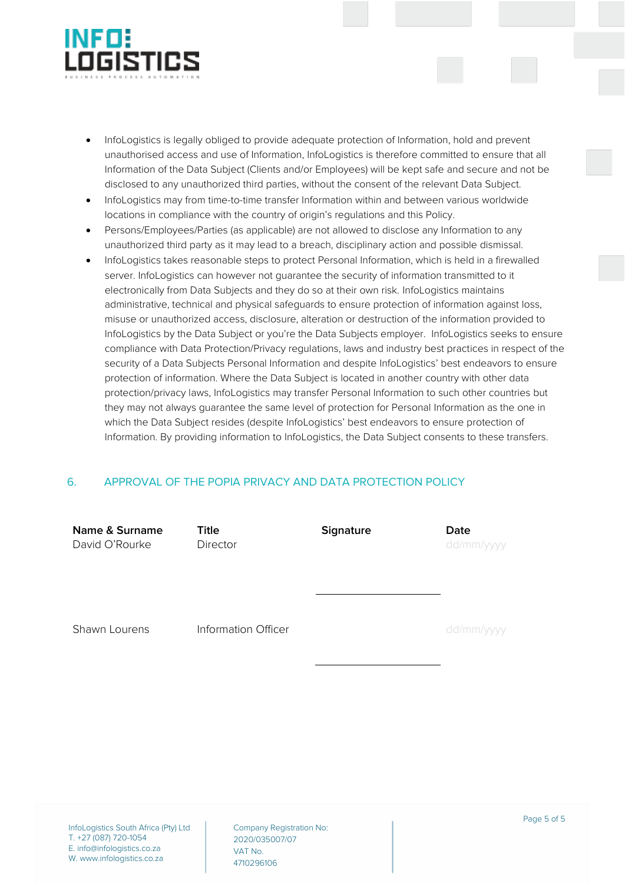- InfoLogistics is legally obliged to provide adequate protection of Information, hold and prevent unauthorised access and use of Information, InfoLogistics is therefore committed to ensure that all Information of the Data Subject (Clients and/or Employees) will be kept safe and secure and not be disclosed to any unauthorized third parties, without the consent of the relevant Data Subject.
- InfoLogistics may from time-to-time transfer Information within and between various worldwide locations in compliance with the country of origin's regulations and this Policy.
- Persons/Employees/Parties (as applicable) are not allowed to disclose any Information to any unauthorized third party as it may lead to a breach, disciplinary action and possible dismissal.
- InfoLogistics takes reasonable steps to protect Personal Information, which is held in a firewalled server. InfoLogistics can however not guarantee the security of information transmitted to it electronically from Data Subjects and they do so at their own risk. InfoLogistics maintains administrative, technical and physical safeguards to ensure protection of information against loss, misuse or unauthorized access, disclosure, alteration or destruction of the information provided to InfoLogistics by the Data Subject or you're the Data Subjects employer. InfoLogistics seeks to ensure compliance with Data Protection/Privacy regulations, laws and industry best practices in respect of the security of a Data Subjects Personal Information and despite InfoLogistics' best endeavors to ensure protection of information. Where the Data Subject is located in another country with other data protection/privacy laws, InfoLogistics may transfer Personal Information to such other countries but they may not always guarantee the same level of protection for Personal Information as the one in which the Data Subject resides (despite InfoLogistics' best endeavors to ensure protection of Information. By providing information to InfoLogistics, the Data Subject consents to these transfers.

## 6. APPROVAL OF THE POPIA PRIVACY AND DATA PROTECTION POLICY

| Name & Surname | Title | Signature | Date |
|---|---|---|---|
| David O'Rourke | Director | | dd/mm/yyyy |
| Shawn Lourens | Information Officer | | dd/mm/yyyy |

InfoLogistics South Africa (Pty) Ltd
T. +27 (087) 720-1054
E. info@infologistics.co.za
W. www.infologistics.co.za

Company Registration No:
2020/035007/07
VAT No.
4710296106